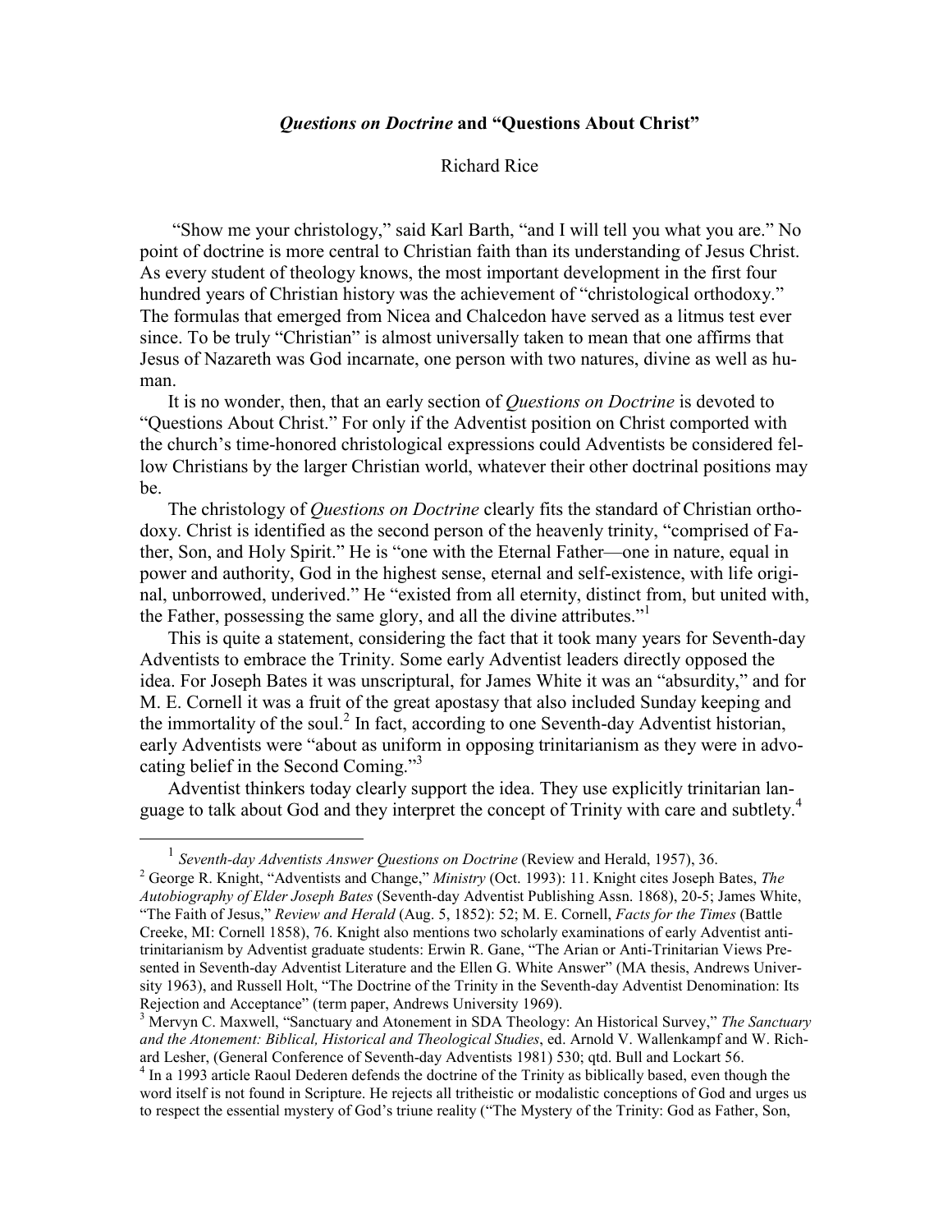# *Questions on Doctrine* and "Questions About Christ"

Richard Rice

"Show me your christology," said Karl Barth, "and I will tell you what you are." No point of doctrine is more central to Christian faith than its understanding of Jesus Christ. As every student of theology knows, the most important development in the first four hundred years of Christian history was the achievement of "christological orthodoxy." The formulas that emerged from Nicea and Chalcedon have served as a litmus test ever since. To be truly "Christian" is almost universally taken to mean that one affirms that Jesus of Nazareth was God incarnate, one person with two natures, divine as well as human.

It is no wonder, then, that an early section of *Questions on Doctrine* is devoted to "Questions About Christ." For only if the Adventist position on Christ comported with the church's time-honored christological expressions could Adventists be considered fellow Christians by the larger Christian world, whatever their other doctrinal positions may be.

The christology of *Questions on Doctrine* clearly fits the standard of Christian orthodoxy. Christ is identified as the second person of the heavenly trinity, "comprised of Father, Son, and Holy Spirit." He is "one with the Eternal Father—one in nature, equal in power and authority, God in the highest sense, eternal and self-existence, with life original, unborrowed, underived." He "existed from all eternity, distinct from, but united with, the Father, possessing the same glory, and all the divine attributes."[1]

This is quite a statement, considering the fact that it took many years for Seventh-day Adventists to embrace the Trinity. Some early Adventist leaders directly opposed the idea. For Joseph Bates it was unscriptural, for James White it was an "absurdity," and for M. E. Cornell it was a fruit of the great apostasy that also included Sunday keeping and the immortality of the soul.[2] In fact, according to one Seventh-day Adventist historian, early Adventists were "about as uniform in opposing trinitarianism as they were in advocating belief in the Second Coming."[3]

Adventist thinkers today clearly support the idea. They use explicitly trinitarian language to talk about God and they interpret the concept of Trinity with care and subtlety.[4]

---

[1] *Seventh-day Adventists Answer Questions on Doctrine* (Review and Herald, 1957), 36.

[2] George R. Knight, "Adventists and Change," *Ministry* (Oct. 1993): 11. Knight cites Joseph Bates, *The Autobiography of Elder Joseph Bates* (Seventh-day Adventist Publishing Assn. 1868), 20-5; James White, "The Faith of Jesus," *Review and Herald* (Aug. 5, 1852): 52; M. E. Cornell, *Facts for the Times* (Battle Creeke, MI: Cornell 1858), 76. Knight also mentions two scholarly examinations of early Adventist anti-trinitarianism by Adventist graduate students: Erwin R. Gane, "The Arian or Anti-Trinitarian Views Presented in Seventh-day Adventist Literature and the Ellen G. White Answer" (MA thesis, Andrews University 1963), and Russell Holt, "The Doctrine of the Trinity in the Seventh-day Adventist Denomination: Its Rejection and Acceptance" (term paper, Andrews University 1969).

[3] Mervyn C. Maxwell, "Sanctuary and Atonement in SDA Theology: An Historical Survey," *The Sanctuary and the Atonement: Biblical, Historical and Theological Studies*, ed. Arnold V. Wallenkampf and W. Richard Lesher, (General Conference of Seventh-day Adventists 1981) 530; qtd. Bull and Lockart 56.

[4] In a 1993 article Raoul Dederen defends the doctrine of the Trinity as biblically based, even though the word itself is not found in Scripture. He rejects all tritheistic or modalistic conceptions of God and urges us to respect the essential mystery of God's triune reality ("The Mystery of the Trinity: God as Father, Son,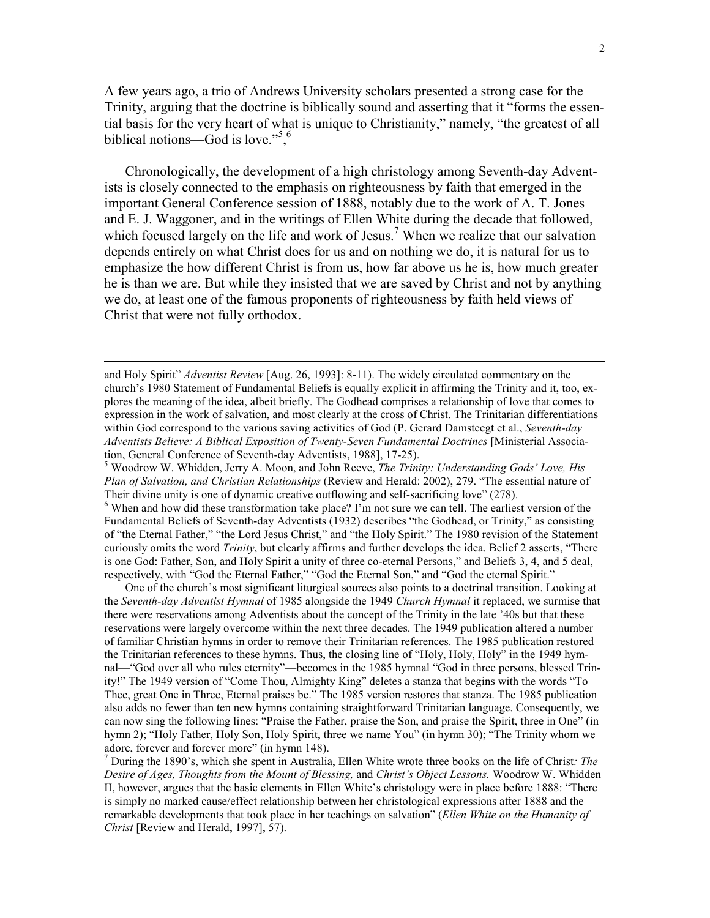A few years ago, a trio of Andrews University scholars presented a strong case for the Trinity, arguing that the doctrine is biblically sound and asserting that it "forms the essential basis for the very heart of what is unique to Christianity," namely, "the greatest of all biblical notions—God is love."[5],[6]

Chronologically, the development of a high christology among Seventh-day Adventists is closely connected to the emphasis on righteousness by faith that emerged in the important General Conference session of 1888, notably due to the work of A. T. Jones and E. J. Waggoner, and in the writings of Ellen White during the decade that followed, which focused largely on the life and work of Jesus.[7] When we realize that our salvation depends entirely on what Christ does for us and on nothing we do, it is natural for us to emphasize the how different Christ is from us, how far above us he is, how much greater he is than we are. But while they insisted that we are saved by Christ and not by anything we do, at least one of the famous proponents of righteousness by faith held views of Christ that were not fully orthodox.

---

and Holy Spirit" *Adventist Review* [Aug. 26, 1993]: 8-11). The widely circulated commentary on the church's 1980 Statement of Fundamental Beliefs is equally explicit in affirming the Trinity and it, too, explores the meaning of the idea, albeit briefly. The Godhead comprises a relationship of love that comes to expression in the work of salvation, and most clearly at the cross of Christ. The Trinitarian differentiations within God correspond to the various saving activities of God (P. Gerard Damsteegt et al., *Seventh-day Adventists Believe: A Biblical Exposition of Twenty-Seven Fundamental Doctrines* [Ministerial Association, General Conference of Seventh-day Adventists, 1988], 17-25).

[5] Woodrow W. Whidden, Jerry A. Moon, and John Reeve, *The Trinity: Understanding Gods' Love, His Plan of Salvation, and Christian Relationships* (Review and Herald: 2002), 279. "The essential nature of Their divine unity is one of dynamic creative outflowing and self-sacrificing love" (278).

[6] When and how did these transformation take place? I'm not sure we can tell. The earliest version of the Fundamental Beliefs of Seventh-day Adventists (1932) describes "the Godhead, or Trinity," as consisting of "the Eternal Father," "the Lord Jesus Christ," and "the Holy Spirit." The 1980 revision of the Statement curiously omits the word *Trinity*, but clearly affirms and further develops the idea. Belief 2 asserts, "There is one God: Father, Son, and Holy Spirit a unity of three co-eternal Persons," and Beliefs 3, 4, and 5 deal, respectively, with "God the Eternal Father," "God the Eternal Son," and "God the eternal Spirit."

One of the church's most significant liturgical sources also points to a doctrinal transition. Looking at the *Seventh-day Adventist Hymnal* of 1985 alongside the 1949 *Church Hymnal* it replaced, we surmise that there were reservations among Adventists about the concept of the Trinity in the late '40s but that these reservations were largely overcome within the next three decades. The 1949 publication altered a number of familiar Christian hymns in order to remove their Trinitarian references. The 1985 publication restored the Trinitarian references to these hymns. Thus, the closing line of "Holy, Holy, Holy" in the 1949 hymnal—"God over all who rules eternity"—becomes in the 1985 hymnal "God in three persons, blessed Trinity!" The 1949 version of "Come Thou, Almighty King" deletes a stanza that begins with the words "To Thee, great One in Three, Eternal praises be." The 1985 version restores that stanza. The 1985 publication also adds no fewer than ten new hymns containing straightforward Trinitarian language. Consequently, we can now sing the following lines: "Praise the Father, praise the Son, and praise the Spirit, three in One" (in hymn 2); "Holy Father, Holy Son, Holy Spirit, three we name You" (in hymn 30); "The Trinity whom we adore, forever and forever more" (in hymn 148).

[7] During the 1890's, which she spent in Australia, Ellen White wrote three books on the life of Christ*: The Desire of Ages, Thoughts from the Mount of Blessing,* and *Christ's Object Lessons.* Woodrow W. Whidden II, however, argues that the basic elements in Ellen White's christology were in place before 1888: "There is simply no marked cause/effect relationship between her christological expressions after 1888 and the remarkable developments that took place in her teachings on salvation" (*Ellen White on the Humanity of Christ* [Review and Herald, 1997], 57).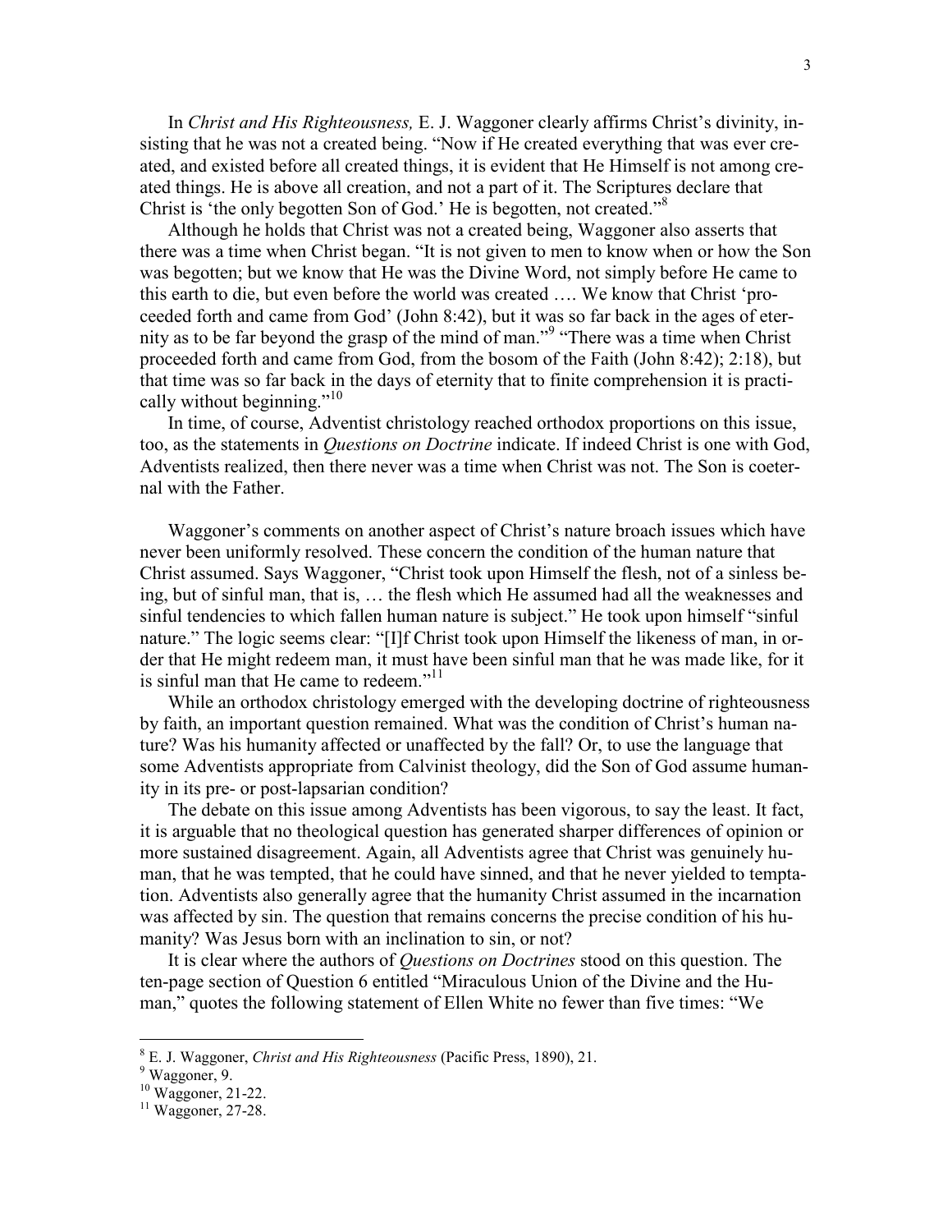In *Christ and His Righteousness,* E. J. Waggoner clearly affirms Christ's divinity, insisting that he was not a created being. "Now if He created everything that was ever created, and existed before all created things, it is evident that He Himself is not among created things. He is above all creation, and not a part of it. The Scriptures declare that Christ is 'the only begotten Son of God.' He is begotten, not created."[8]

Although he holds that Christ was not a created being, Waggoner also asserts that there was a time when Christ began. "It is not given to men to know when or how the Son was begotten; but we know that He was the Divine Word, not simply before He came to this earth to die, but even before the world was created …. We know that Christ 'proceeded forth and came from God' (John 8:42), but it was so far back in the ages of eternity as to be far beyond the grasp of the mind of man."[9] "There was a time when Christ proceeded forth and came from God, from the bosom of the Faith (John 8:42); 2:18), but that time was so far back in the days of eternity that to finite comprehension it is practically without beginning."[10]

In time, of course, Adventist christology reached orthodox proportions on this issue, too, as the statements in *Questions on Doctrine* indicate. If indeed Christ is one with God, Adventists realized, then there never was a time when Christ was not. The Son is coeternal with the Father.

Waggoner's comments on another aspect of Christ's nature broach issues which have never been uniformly resolved. These concern the condition of the human nature that Christ assumed. Says Waggoner, "Christ took upon Himself the flesh, not of a sinless being, but of sinful man, that is, … the flesh which He assumed had all the weaknesses and sinful tendencies to which fallen human nature is subject." He took upon himself "sinful nature." The logic seems clear: "[I]f Christ took upon Himself the likeness of man, in order that He might redeem man, it must have been sinful man that he was made like, for it is sinful man that He came to redeem."[11]

While an orthodox christology emerged with the developing doctrine of righteousness by faith, an important question remained. What was the condition of Christ's human nature? Was his humanity affected or unaffected by the fall? Or, to use the language that some Adventists appropriate from Calvinist theology, did the Son of God assume humanity in its pre- or post-lapsarian condition?

The debate on this issue among Adventists has been vigorous, to say the least. It fact, it is arguable that no theological question has generated sharper differences of opinion or more sustained disagreement. Again, all Adventists agree that Christ was genuinely human, that he was tempted, that he could have sinned, and that he never yielded to temptation. Adventists also generally agree that the humanity Christ assumed in the incarnation was affected by sin. The question that remains concerns the precise condition of his humanity? Was Jesus born with an inclination to sin, or not?

It is clear where the authors of *Questions on Doctrines* stood on this question. The ten-page section of Question 6 entitled "Miraculous Union of the Divine and the Human," quotes the following statement of Ellen White no fewer than five times: "We

---

[8] E. J. Waggoner, *Christ and His Righteousness* (Pacific Press, 1890), 21.

[9] Waggoner, 9.

[10] Waggoner, 21-22.

[11] Waggoner, 27-28.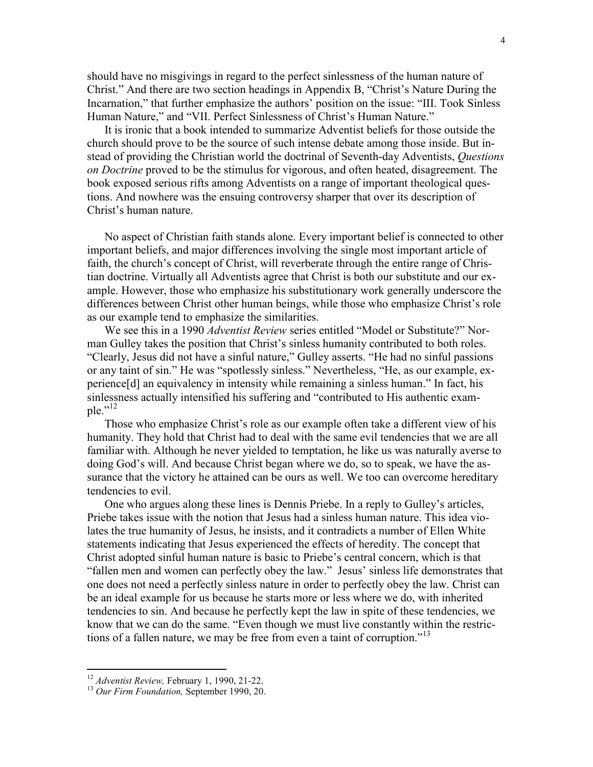should have no misgivings in regard to the perfect sinlessness of the human nature of Christ." And there are two section headings in Appendix B, "Christ's Nature During the Incarnation," that further emphasize the authors' position on the issue: "III. Took Sinless Human Nature," and "VII. Perfect Sinlessness of Christ's Human Nature."

It is ironic that a book intended to summarize Adventist beliefs for those outside the church should prove to be the source of such intense debate among those inside. But instead of providing the Christian world the doctrinal of Seventh-day Adventists, *Questions on Doctrine* proved to be the stimulus for vigorous, and often heated, disagreement. The book exposed serious rifts among Adventists on a range of important theological questions. And nowhere was the ensuing controversy sharper that over its description of Christ's human nature.

No aspect of Christian faith stands alone. Every important belief is connected to other important beliefs, and major differences involving the single most important article of faith, the church's concept of Christ, will reverberate through the entire range of Christian doctrine. Virtually all Adventists agree that Christ is both our substitute and our example. However, those who emphasize his substitutionary work generally underscore the differences between Christ other human beings, while those who emphasize Christ's role as our example tend to emphasize the similarities.

We see this in a 1990 *Adventist Review* series entitled "Model or Substitute?" Norman Gulley takes the position that Christ's sinless humanity contributed to both roles. "Clearly, Jesus did not have a sinful nature," Gulley asserts. "He had no sinful passions or any taint of sin." He was "spotlessly sinless." Nevertheless, "He, as our example, experience[d] an equivalency in intensity while remaining a sinless human." In fact, his sinlessness actually intensified his suffering and "contributed to His authentic example."[12]

Those who emphasize Christ's role as our example often take a different view of his humanity. They hold that Christ had to deal with the same evil tendencies that we are all familiar with. Although he never yielded to temptation, he like us was naturally averse to doing God's will. And because Christ began where we do, so to speak, we have the assurance that the victory he attained can be ours as well. We too can overcome hereditary tendencies to evil.

One who argues along these lines is Dennis Priebe. In a reply to Gulley's articles, Priebe takes issue with the notion that Jesus had a sinless human nature. This idea violates the true humanity of Jesus, he insists, and it contradicts a number of Ellen White statements indicating that Jesus experienced the effects of heredity. The concept that Christ adopted sinful human nature is basic to Priebe's central concern, which is that "fallen men and women can perfectly obey the law." Jesus' sinless life demonstrates that one does not need a perfectly sinless nature in order to perfectly obey the law. Christ can be an ideal example for us because he starts more or less where we do, with inherited tendencies to sin. And because he perfectly kept the law in spite of these tendencies, we know that we can do the same. "Even though we must live constantly within the restrictions of a fallen nature, we may be free from even a taint of corruption."[13]

---

[12] *Adventist Review,* February 1, 1990, 21-22.

[13] *Our Firm Foundation,* September 1990, 20.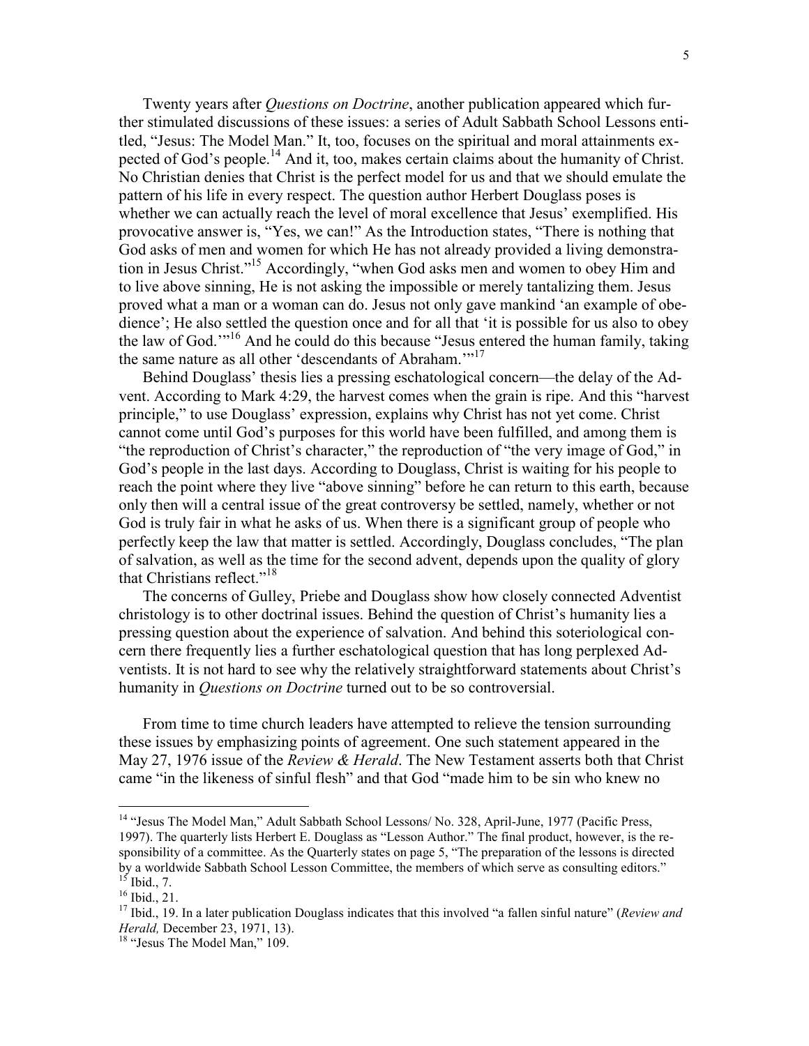Twenty years after *Questions on Doctrine*, another publication appeared which further stimulated discussions of these issues: a series of Adult Sabbath School Lessons entitled, "Jesus: The Model Man." It, too, focuses on the spiritual and moral attainments expected of God's people.[14] And it, too, makes certain claims about the humanity of Christ. No Christian denies that Christ is the perfect model for us and that we should emulate the pattern of his life in every respect. The question author Herbert Douglass poses is whether we can actually reach the level of moral excellence that Jesus' exemplified. His provocative answer is, "Yes, we can!" As the Introduction states, "There is nothing that God asks of men and women for which He has not already provided a living demonstration in Jesus Christ."[15] Accordingly, "when God asks men and women to obey Him and to live above sinning, He is not asking the impossible or merely tantalizing them. Jesus proved what a man or a woman can do. Jesus not only gave mankind 'an example of obedience'; He also settled the question once and for all that 'it is possible for us also to obey the law of God.'"[16] And he could do this because "Jesus entered the human family, taking the same nature as all other 'descendants of Abraham.'"[17]

Behind Douglass' thesis lies a pressing eschatological concern—the delay of the Advent. According to Mark 4:29, the harvest comes when the grain is ripe. And this "harvest principle," to use Douglass' expression, explains why Christ has not yet come. Christ cannot come until God's purposes for this world have been fulfilled, and among them is "the reproduction of Christ's character," the reproduction of "the very image of God," in God's people in the last days. According to Douglass, Christ is waiting for his people to reach the point where they live "above sinning" before he can return to this earth, because only then will a central issue of the great controversy be settled, namely, whether or not God is truly fair in what he asks of us. When there is a significant group of people who perfectly keep the law that matter is settled. Accordingly, Douglass concludes, "The plan of salvation, as well as the time for the second advent, depends upon the quality of glory that Christians reflect."[18]

The concerns of Gulley, Priebe and Douglass show how closely connected Adventist christology is to other doctrinal issues. Behind the question of Christ's humanity lies a pressing question about the experience of salvation. And behind this soteriological concern there frequently lies a further eschatological question that has long perplexed Adventists. It is not hard to see why the relatively straightforward statements about Christ's humanity in *Questions on Doctrine* turned out to be so controversial.

From time to time church leaders have attempted to relieve the tension surrounding these issues by emphasizing points of agreement. One such statement appeared in the May 27, 1976 issue of the *Review & Herald*. The New Testament asserts both that Christ came "in the likeness of sinful flesh" and that God "made him to be sin who knew no

---

[14] "Jesus The Model Man," Adult Sabbath School Lessons/ No. 328, April-June, 1977 (Pacific Press, 1997). The quarterly lists Herbert E. Douglass as "Lesson Author." The final product, however, is the responsibility of a committee. As the Quarterly states on page 5, "The preparation of the lessons is directed by a worldwide Sabbath School Lesson Committee, the members of which serve as consulting editors."

[15] Ibid., 7.

[16] Ibid., 21.

[17] Ibid., 19. In a later publication Douglass indicates that this involved "a fallen sinful nature" (*Review and Herald,* December 23, 1971, 13).

[18] "Jesus The Model Man," 109.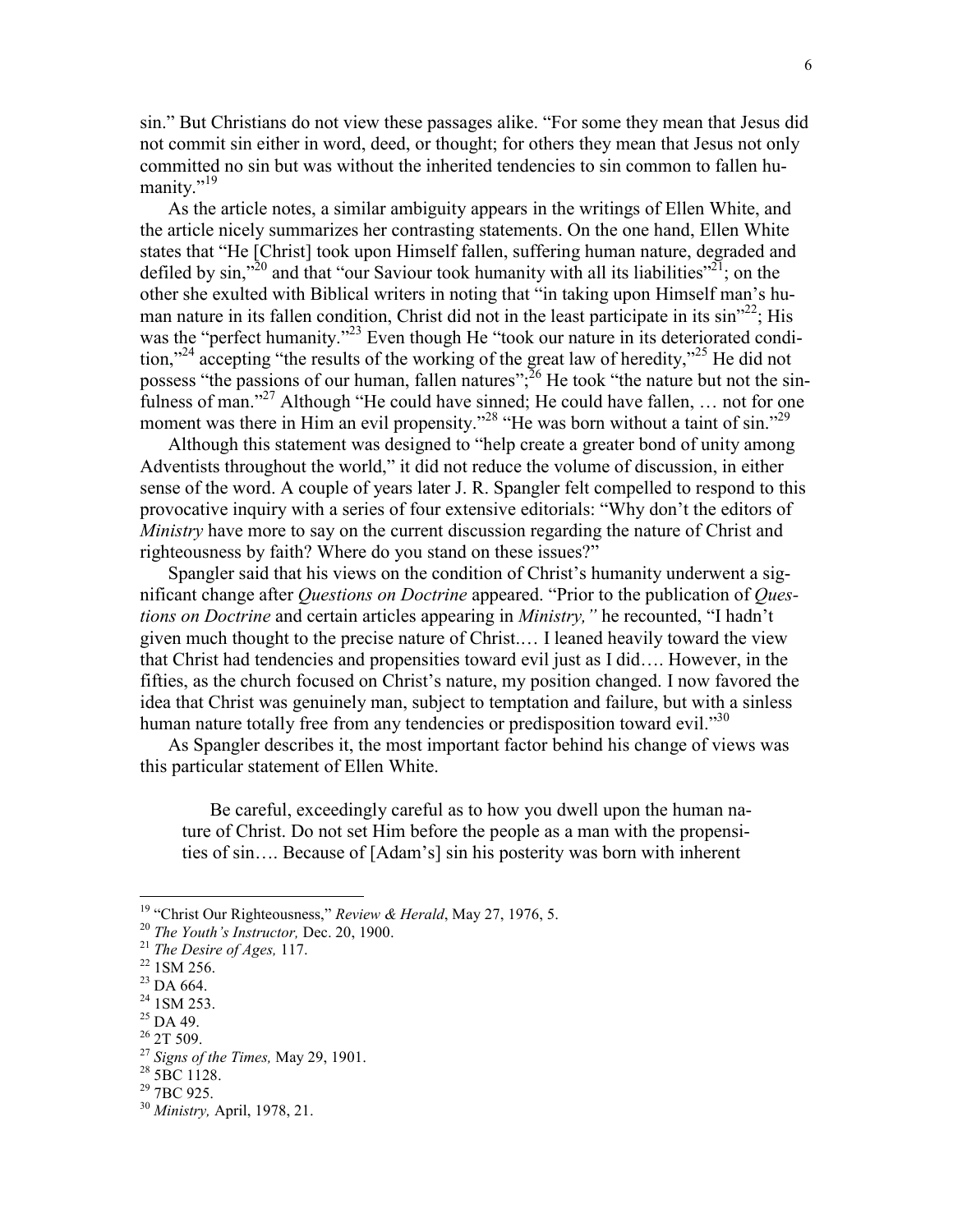sin." But Christians do not view these passages alike. "For some they mean that Jesus did not commit sin either in word, deed, or thought; for others they mean that Jesus not only committed no sin but was without the inherited tendencies to sin common to fallen humanity."[19]

As the article notes, a similar ambiguity appears in the writings of Ellen White, and the article nicely summarizes her contrasting statements. On the one hand, Ellen White states that "He [Christ] took upon Himself fallen, suffering human nature, degraded and defiled by sin,"[20] and that "our Saviour took humanity with all its liabilities"[21]; on the other she exulted with Biblical writers in noting that "in taking upon Himself man's human nature in its fallen condition, Christ did not in the least participate in its sin"[22]; His was the "perfect humanity."[23] Even though He "took our nature in its deteriorated condition,"[24] accepting "the results of the working of the great law of heredity,"[25] He did not possess "the passions of our human, fallen natures";[26] He took "the nature but not the sinfulness of man."[27] Although "He could have sinned; He could have fallen, … not for one moment was there in Him an evil propensity."[28] "He was born without a taint of sin."[29]

Although this statement was designed to "help create a greater bond of unity among Adventists throughout the world," it did not reduce the volume of discussion, in either sense of the word. A couple of years later J. R. Spangler felt compelled to respond to this provocative inquiry with a series of four extensive editorials: "Why don't the editors of *Ministry* have more to say on the current discussion regarding the nature of Christ and righteousness by faith? Where do you stand on these issues?"

Spangler said that his views on the condition of Christ's humanity underwent a significant change after *Questions on Doctrine* appeared. "Prior to the publication of *Questions on Doctrine* and certain articles appearing in *Ministry,"* he recounted, "I hadn't given much thought to the precise nature of Christ.… I leaned heavily toward the view that Christ had tendencies and propensities toward evil just as I did…. However, in the fifties, as the church focused on Christ's nature, my position changed. I now favored the idea that Christ was genuinely man, subject to temptation and failure, but with a sinless human nature totally free from any tendencies or predisposition toward evil."[30]

As Spangler describes it, the most important factor behind his change of views was this particular statement of Ellen White.

> Be careful, exceedingly careful as to how you dwell upon the human nature of Christ. Do not set Him before the people as a man with the propensities of sin…. Because of [Adam's] sin his posterity was born with inherent

---

[19] "Christ Our Righteousness," *Review & Herald*, May 27, 1976, 5.
[20] *The Youth's Instructor,* Dec. 20, 1900.
[21] *The Desire of Ages,* 117.
[22] 1SM 256.
[23] DA 664.
[24] 1SM 253.
[25] DA 49.
[26] 2T 509.
[27] *Signs of the Times,* May 29, 1901.
[28] 5BC 1128.
[29] 7BC 925.
[30] *Ministry,* April, 1978, 21.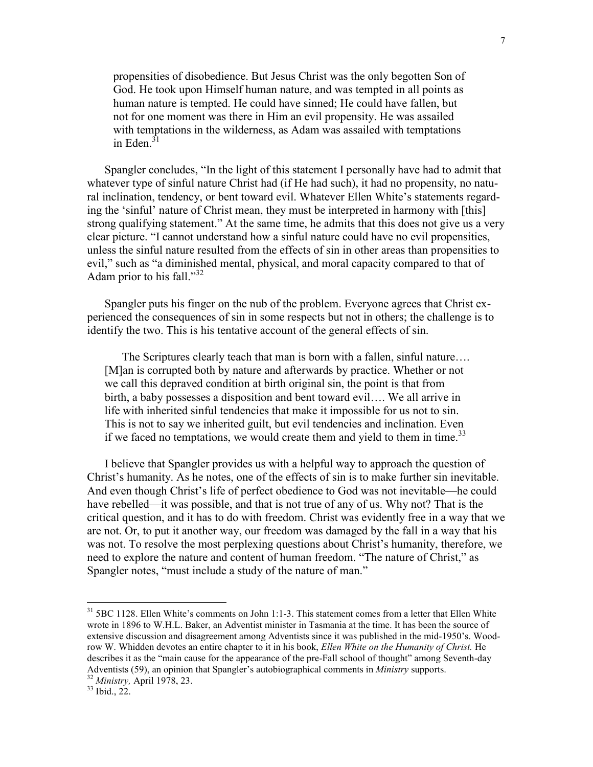> propensities of disobedience. But Jesus Christ was the only begotten Son of God. He took upon Himself human nature, and was tempted in all points as human nature is tempted. He could have sinned; He could have fallen, but not for one moment was there in Him an evil propensity. He was assailed with temptations in the wilderness, as Adam was assailed with temptations in Eden.[31]

Spangler concludes, "In the light of this statement I personally have had to admit that whatever type of sinful nature Christ had (if He had such), it had no propensity, no natural inclination, tendency, or bent toward evil. Whatever Ellen White's statements regarding the 'sinful' nature of Christ mean, they must be interpreted in harmony with [this] strong qualifying statement." At the same time, he admits that this does not give us a very clear picture. "I cannot understand how a sinful nature could have no evil propensities, unless the sinful nature resulted from the effects of sin in other areas than propensities to evil," such as "a diminished mental, physical, and moral capacity compared to that of Adam prior to his fall."[32]

Spangler puts his finger on the nub of the problem. Everyone agrees that Christ experienced the consequences of sin in some respects but not in others; the challenge is to identify the two. This is his tentative account of the general effects of sin.

> The Scriptures clearly teach that man is born with a fallen, sinful nature…. [M]an is corrupted both by nature and afterwards by practice. Whether or not we call this depraved condition at birth original sin, the point is that from birth, a baby possesses a disposition and bent toward evil…. We all arrive in life with inherited sinful tendencies that make it impossible for us not to sin. This is not to say we inherited guilt, but evil tendencies and inclination. Even if we faced no temptations, we would create them and yield to them in time.[33]

I believe that Spangler provides us with a helpful way to approach the question of Christ's humanity. As he notes, one of the effects of sin is to make further sin inevitable. And even though Christ's life of perfect obedience to God was not inevitable—he could have rebelled—it was possible, and that is not true of any of us. Why not? That is the critical question, and it has to do with freedom. Christ was evidently free in a way that we are not. Or, to put it another way, our freedom was damaged by the fall in a way that his was not. To resolve the most perplexing questions about Christ's humanity, therefore, we need to explore the nature and content of human freedom. "The nature of Christ," as Spangler notes, "must include a study of the nature of man."

---

[31] 5BC 1128. Ellen White's comments on John 1:1-3. This statement comes from a letter that Ellen White wrote in 1896 to W.H.L. Baker, an Adventist minister in Tasmania at the time. It has been the source of extensive discussion and disagreement among Adventists since it was published in the mid-1950's. Woodrow W. Whidden devotes an entire chapter to it in his book, *Ellen White on the Humanity of Christ.* He describes it as the "main cause for the appearance of the pre-Fall school of thought" among Seventh-day Adventists (59), an opinion that Spangler's autobiographical comments in *Ministry* supports.

[32] *Ministry,* April 1978, 23.

[33] Ibid., 22.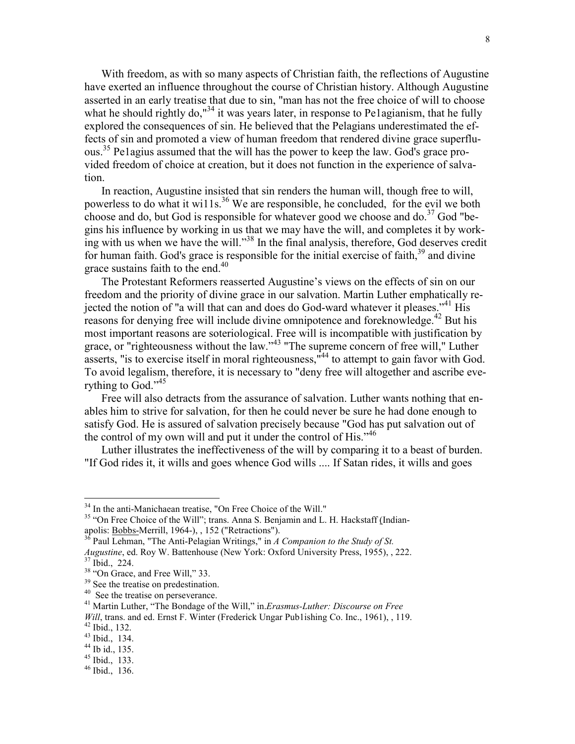With freedom, as with so many aspects of Christian faith, the reflections of Augustine have exerted an influence throughout the course of Christian history. Although Augustine asserted in an early treatise that due to sin, "man has not the free choice of will to choose what he should rightly do,"[34] it was years later, in response to Pe1agianism, that he fully explored the consequences of sin. He believed that the Pelagians underestimated the effects of sin and promoted a view of human freedom that rendered divine grace superfluous.[35] Pe1agius assumed that the will has the power to keep the law. God's grace provided freedom of choice at creation, but it does not function in the experience of salvation.

In reaction, Augustine insisted that sin renders the human will, though free to will, powerless to do what it wi11s.[36] We are responsible, he concluded, for the evil we both choose and do, but God is responsible for whatever good we choose and do.[37] God "begins his influence by working in us that we may have the will, and completes it by working with us when we have the will."[38] In the final analysis, therefore, God deserves credit for human faith. God's grace is responsible for the initial exercise of faith,[39] and divine grace sustains faith to the end.[40]

The Protestant Reformers reasserted Augustine's views on the effects of sin on our freedom and the priority of divine grace in our salvation. Martin Luther emphatically rejected the notion of "a will that can and does do God-ward whatever it pleases."[41] His reasons for denying free will include divine omnipotence and foreknowledge.[42] But his most important reasons are soteriological. Free will is incompatible with justification by grace, or "righteousness without the law."[43] "The supreme concern of free will," Luther asserts, "is to exercise itself in moral righteousness,"[44] to attempt to gain favor with God. To avoid legalism, therefore, it is necessary to "deny free will altogether and ascribe everything to God."[45]

Free will also detracts from the assurance of salvation. Luther wants nothing that enables him to strive for salvation, for then he could never be sure he had done enough to satisfy God. He is assured of salvation precisely because "God has put salvation out of the control of my own will and put it under the control of His."[46]

Luther illustrates the ineffectiveness of the will by comparing it to a beast of burden. "If God rides it, it wills and goes whence God wills .... If Satan rides, it wills and goes

---

[34] In the anti-Manichaean treatise, "On Free Choice of the Will."

[35] "On Free Choice of the Will"; trans. Anna S. Benjamin and L. H. Hackstaff (Indianapolis: Bobbs-Merrill, 1964-), , 152 ("Retractions").

[36] Paul Lehman, "The Anti-Pelagian Writings," in *A Companion to the Study of St. Augustine*, ed. Roy W. Battenhouse (New York: Oxford University Press, 1955), , 222.

[37] Ibid., 224.

[38] "On Grace, and Free Will," 33.

[39] See the treatise on predestination.

[40] See the treatise on perseverance.

[41] Martin Luther, "The Bondage of the Will," in *Erasmus-Luther: Discourse on Free Will*, trans. and ed. Ernst F. Winter (Frederick Ungar Pub1ishing Co. Inc., 1961), , 119.

[42] Ibid., 132.

[43] Ibid., 134.

[44] Ib id., 135.

[45] Ibid., 133.

[46] Ibid., 136.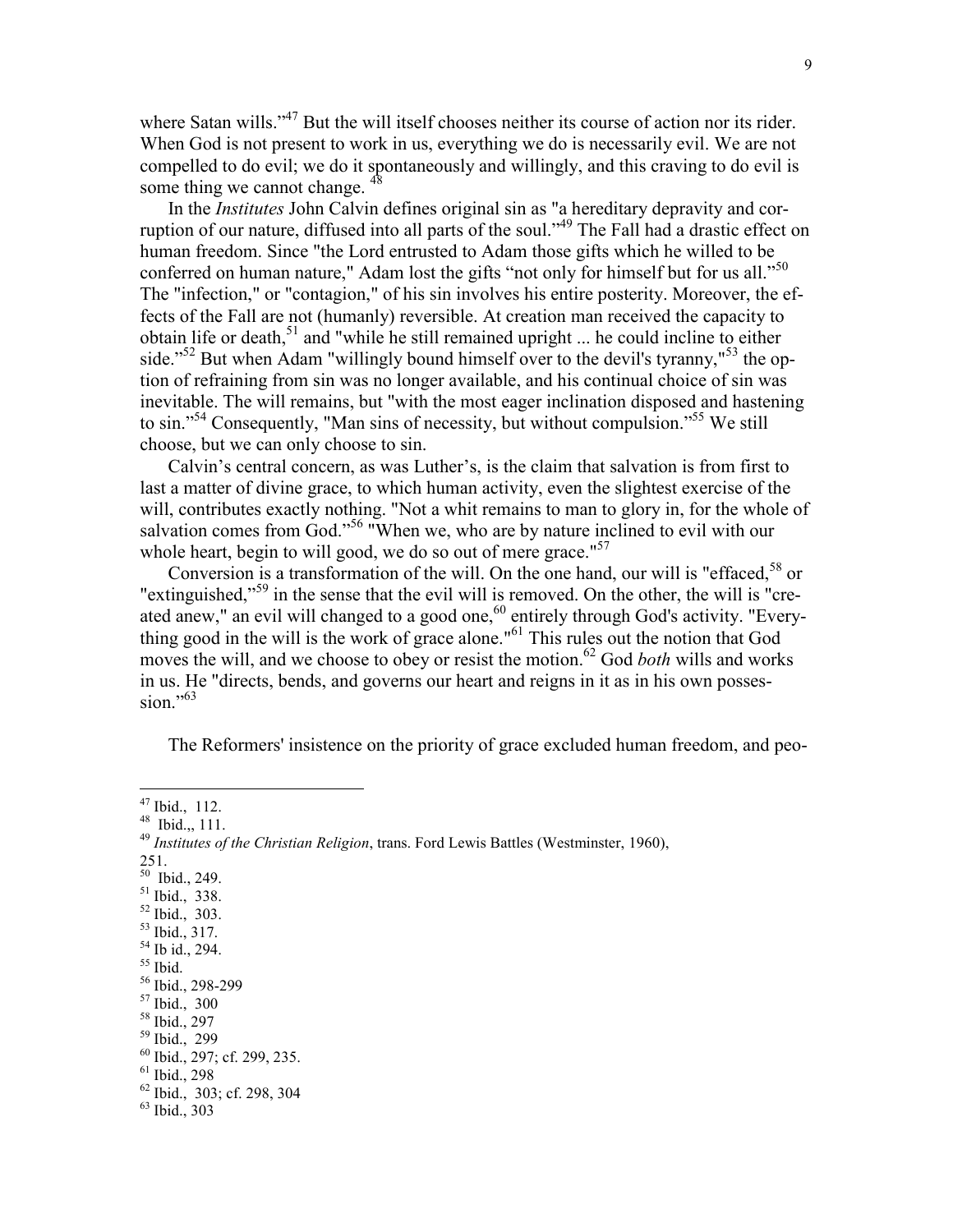where Satan wills."[47] But the will itself chooses neither its course of action nor its rider. When God is not present to work in us, everything we do is necessarily evil. We are not compelled to do evil; we do it spontaneously and willingly, and this craving to do evil is some thing we cannot change. [48]

In the *Institutes* John Calvin defines original sin as "a hereditary depravity and corruption of our nature, diffused into all parts of the soul."[49] The Fall had a drastic effect on human freedom. Since "the Lord entrusted to Adam those gifts which he willed to be conferred on human nature," Adam lost the gifts "not only for himself but for us all."[50] The "infection," or "contagion," of his sin involves his entire posterity. Moreover, the effects of the Fall are not (humanly) reversible. At creation man received the capacity to obtain life or death,[51] and "while he still remained upright ... he could incline to either side."[52] But when Adam "willingly bound himself over to the devil's tyranny,"[53] the option of refraining from sin was no longer available, and his continual choice of sin was inevitable. The will remains, but "with the most eager inclination disposed and hastening to sin."[54] Consequently, "Man sins of necessity, but without compulsion."[55] We still choose, but we can only choose to sin.

Calvin's central concern, as was Luther's, is the claim that salvation is from first to last a matter of divine grace, to which human activity, even the slightest exercise of the will, contributes exactly nothing. "Not a whit remains to man to glory in, for the whole of salvation comes from God."[56] "When we, who are by nature inclined to evil with our whole heart, begin to will good, we do so out of mere grace."[57]

Conversion is a transformation of the will. On the one hand, our will is "effaced,[58] or "extinguished,"[59] in the sense that the evil will is removed. On the other, the will is "created anew," an evil will changed to a good one,[60] entirely through God's activity. "Everything good in the will is the work of grace alone."[61] This rules out the notion that God moves the will, and we choose to obey or resist the motion.[62] God *both* wills and works in us. He "directs, bends, and governs our heart and reigns in it as in his own possession."[63]

The Reformers' insistence on the priority of grace excluded human freedom, and peo-

---

[47] Ibid., 112.
[48] Ibid.,, 111.
[49] *Institutes of the Christian Religion*, trans. Ford Lewis Battles (Westminster, 1960), 251.
[50] Ibid., 249.
[51] Ibid., 338.
[52] Ibid., 303.
[53] Ibid., 317.
[54] Ib id., 294.
[55] Ibid.
[56] Ibid., 298-299
[57] Ibid., 300
[58] Ibid., 297
[59] Ibid., 299
[60] Ibid., 297; cf. 299, 235.
[61] Ibid., 298
[62] Ibid., 303; cf. 298, 304
[63] Ibid., 303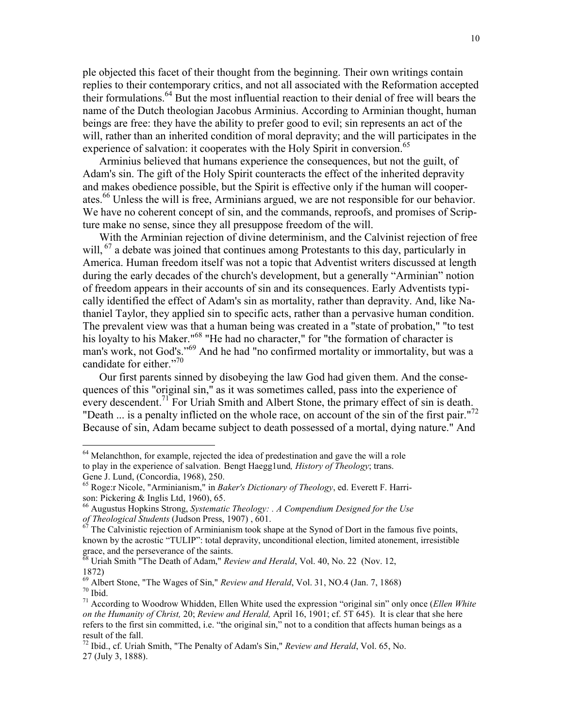ple objected this facet of their thought from the beginning. Their own writings contain replies to their contemporary critics, and not all associated with the Reformation accepted their formulations.[64] But the most influential reaction to their denial of free will bears the name of the Dutch theologian Jacobus Arminius. According to Arminian thought, human beings are free: they have the ability to prefer good to evil; sin represents an act of the will, rather than an inherited condition of moral depravity; and the will participates in the experience of salvation: it cooperates with the Holy Spirit in conversion.[65]

Arminius believed that humans experience the consequences, but not the guilt, of Adam's sin. The gift of the Holy Spirit counteracts the effect of the inherited depravity and makes obedience possible, but the Spirit is effective only if the human will cooperates.[66] Unless the will is free, Arminians argued, we are not responsible for our behavior. We have no coherent concept of sin, and the commands, reproofs, and promises of Scripture make no sense, since they all presuppose freedom of the will.

With the Arminian rejection of divine determinism, and the Calvinist rejection of free will, [67] a debate was joined that continues among Protestants to this day, particularly in America. Human freedom itself was not a topic that Adventist writers discussed at length during the early decades of the church's development, but a generally "Arminian" notion of freedom appears in their accounts of sin and its consequences. Early Adventists typically identified the effect of Adam's sin as mortality, rather than depravity. And, like Nathaniel Taylor, they applied sin to specific acts, rather than a pervasive human condition. The prevalent view was that a human being was created in a "state of probation," "to test his loyalty to his Maker."[68] "He had no character," for "the formation of character is man's work, not God's."[69] And he had "no confirmed mortality or immortality, but was a candidate for either."[70]

Our first parents sinned by disobeying the law God had given them. And the consequences of this "original sin," as it was sometimes called, pass into the experience of every descendent.[71] For Uriah Smith and Albert Stone, the primary effect of sin is death. "Death ... is a penalty inflicted on the whole race, on account of the sin of the first pair."[72] Because of sin, Adam became subject to death possessed of a mortal, dying nature." And

---

[64] Melanchthon, for example, rejected the idea of predestination and gave the will a role to play in the experience of salvation. Bengt Haegg1und*, History of Theology*; trans. Gene J. Lund, (Concordia, 1968), 250.

[65] Roge:r Nicole, "Arminianism," in *Baker's Dictionary of Theology*, ed. Everett F. Harrison: Pickering & Inglis Ltd, 1960), 65.

[66] Augustus Hopkins Strong, *Systematic Theology: . A Compendium Designed for the Use of Theological Students* (Judson Press, 1907) , 601.

[67] The Calvinistic rejection of Arminianism took shape at the Synod of Dort in the famous five points, known by the acrostic "TULIP": total depravity, unconditional election, limited atonement, irresistible grace, and the perseverance of the saints.

[68] Uriah Smith "The Death of Adam," *Review and Herald*, Vol. 40, No. 22 (Nov. 12, 1872)

[69] Albert Stone, "The Wages of Sin," *Review and Herald*, Vol. 31, NO.4 (Jan. 7, 1868)

[70] Ibid.

[71] According to Woodrow Whidden, Ellen White used the expression "original sin" only once (*Ellen White on the Humanity of Christ,* 20; *Review and Herald,* April 16, 1901; cf. 5T 645). It is clear that she here refers to the first sin committed, i.e. "the original sin," not to a condition that affects human beings as a result of the fall.

[72] Ibid., cf. Uriah Smith, "The Penalty of Adam's Sin," *Review and Herald*, Vol. 65, No. 27 (July 3, 1888).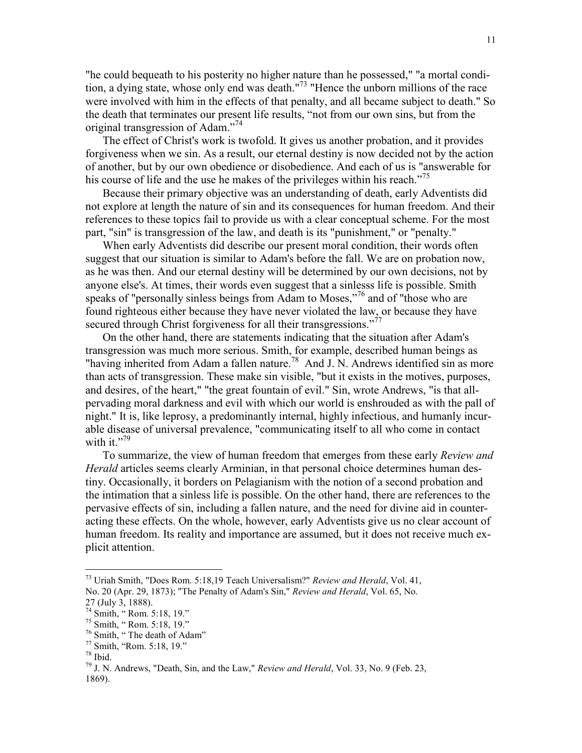"he could bequeath to his posterity no higher nature than he possessed," "a mortal condition, a dying state, whose only end was death."[73] "Hence the unborn millions of the race were involved with him in the effects of that penalty, and all became subject to death." So the death that terminates our present life results, "not from our own sins, but from the original transgression of Adam."[74]

The effect of Christ's work is twofold. It gives us another probation, and it provides forgiveness when we sin. As a result, our eternal destiny is now decided not by the action of another, but by our own obedience or disobedience. And each of us is "answerable for his course of life and the use he makes of the privileges within his reach."[75]

Because their primary objective was an understanding of death, early Adventists did not explore at length the nature of sin and its consequences for human freedom. And their references to these topics fail to provide us with a clear conceptual scheme. For the most part, "sin" is transgression of the law, and death is its "punishment," or "penalty."

When early Adventists did describe our present moral condition, their words often suggest that our situation is similar to Adam's before the fall. We are on probation now, as he was then. And our eternal destiny will be determined by our own decisions, not by anyone else's. At times, their words even suggest that a sinlesss life is possible. Smith speaks of "personally sinless beings from Adam to Moses,"[76] and of "those who are found righteous either because they have never violated the law, or because they have secured through Christ forgiveness for all their transgressions."[77]

On the other hand, there are statements indicating that the situation after Adam's transgression was much more serious. Smith, for example, described human beings as "having inherited from Adam a fallen nature.[78] And J. N. Andrews identified sin as more than acts of transgression. These make sin visible, "but it exists in the motives, purposes, and desires, of the heart," "the great fountain of evil." Sin, wrote Andrews, "is that all-pervading moral darkness and evil with which our world is enshrouded as with the pall of night." It is, like leprosy, a predominantly internal, highly infectious, and humanly incurable disease of universal prevalence, "communicating itself to all who come in contact with it."[79]

To summarize, the view of human freedom that emerges from these early *Review and Herald* articles seems clearly Arminian, in that personal choice determines human destiny. Occasionally, it borders on Pelagianism with the notion of a second probation and the intimation that a sinless life is possible. On the other hand, there are references to the pervasive effects of sin, including a fallen nature, and the need for divine aid in counteracting these effects. On the whole, however, early Adventists give us no clear account of human freedom. Its reality and importance are assumed, but it does not receive much explicit attention.

---

[73] Uriah Smith, "Does Rom. 5:18,19 Teach Universalism?" *Review and Herald*, Vol. 41, No. 20 (Apr. 29, 1873); "The Penalty of Adam's Sin," *Review and Herald*, Vol. 65, No. 27 (July 3, 1888).

[74] Smith, " Rom. 5:18, 19."

[75] Smith, " Rom. 5:18, 19."

[76] Smith, " The death of Adam"

[77] Smith, "Rom. 5:18, 19."

[78] Ibid.

[79] J. N. Andrews, "Death, Sin, and the Law," *Review and Herald*, Vol. 33, No. 9 (Feb. 23, 1869).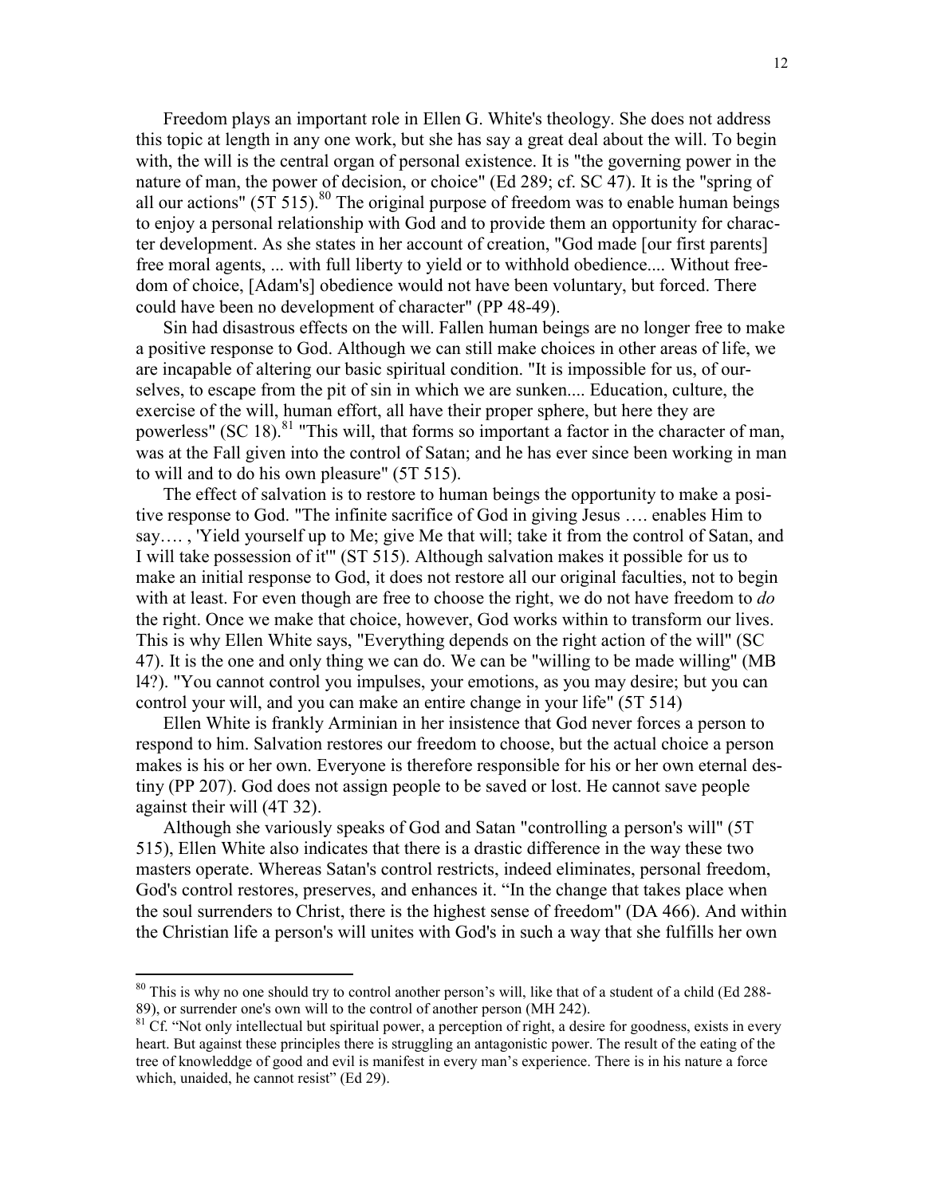Freedom plays an important role in Ellen G. White's theology. She does not address this topic at length in any one work, but she has say a great deal about the will. To begin with, the will is the central organ of personal existence. It is "the governing power in the nature of man, the power of decision, or choice" (Ed 289; cf. SC 47). It is the "spring of all our actions" (5T 515).[80] The original purpose of freedom was to enable human beings to enjoy a personal relationship with God and to provide them an opportunity for character development. As she states in her account of creation, "God made [our first parents] free moral agents, ... with full liberty to yield or to withhold obedience.... Without freedom of choice, [Adam's] obedience would not have been voluntary, but forced. There could have been no development of character" (PP 48-49).

Sin had disastrous effects on the will. Fallen human beings are no longer free to make a positive response to God. Although we can still make choices in other areas of life, we are incapable of altering our basic spiritual condition. "It is impossible for us, of ourselves, to escape from the pit of sin in which we are sunken.... Education, culture, the exercise of the will, human effort, all have their proper sphere, but here they are powerless" (SC 18).[81] "This will, that forms so important a factor in the character of man, was at the Fall given into the control of Satan; and he has ever since been working in man to will and to do his own pleasure" (5T 515).

The effect of salvation is to restore to human beings the opportunity to make a positive response to God. "The infinite sacrifice of God in giving Jesus …. enables Him to say…. , 'Yield yourself up to Me; give Me that will; take it from the control of Satan, and I will take possession of it'" (ST 515). Although salvation makes it possible for us to make an initial response to God, it does not restore all our original faculties, not to begin with at least. For even though are free to choose the right, we do not have freedom to *do* the right. Once we make that choice, however, God works within to transform our lives. This is why Ellen White says, "Everything depends on the right action of the will" (SC 47). It is the one and only thing we can do. We can be "willing to be made willing" (MB l4?). "You cannot control you impulses, your emotions, as you may desire; but you can control your will, and you can make an entire change in your life" (5T 514)

Ellen White is frankly Arminian in her insistence that God never forces a person to respond to him. Salvation restores our freedom to choose, but the actual choice a person makes is his or her own. Everyone is therefore responsible for his or her own eternal destiny (PP 207). God does not assign people to be saved or lost. He cannot save people against their will (4T 32).

Although she variously speaks of God and Satan "controlling a person's will" (5T 515), Ellen White also indicates that there is a drastic difference in the way these two masters operate. Whereas Satan's control restricts, indeed eliminates, personal freedom, God's control restores, preserves, and enhances it. "In the change that takes place when the soul surrenders to Christ, there is the highest sense of freedom" (DA 466). And within the Christian life a person's will unites with God's in such a way that she fulfills her own

---

[80] This is why no one should try to control another person's will, like that of a student of a child (Ed 288-89), or surrender one's own will to the control of another person (MH 242).

[81] Cf. "Not only intellectual but spiritual power, a perception of right, a desire for goodness, exists in every heart. But against these principles there is struggling an antagonistic power. The result of the eating of the tree of knowleddge of good and evil is manifest in every man's experience. There is in his nature a force which, unaided, he cannot resist" (Ed 29).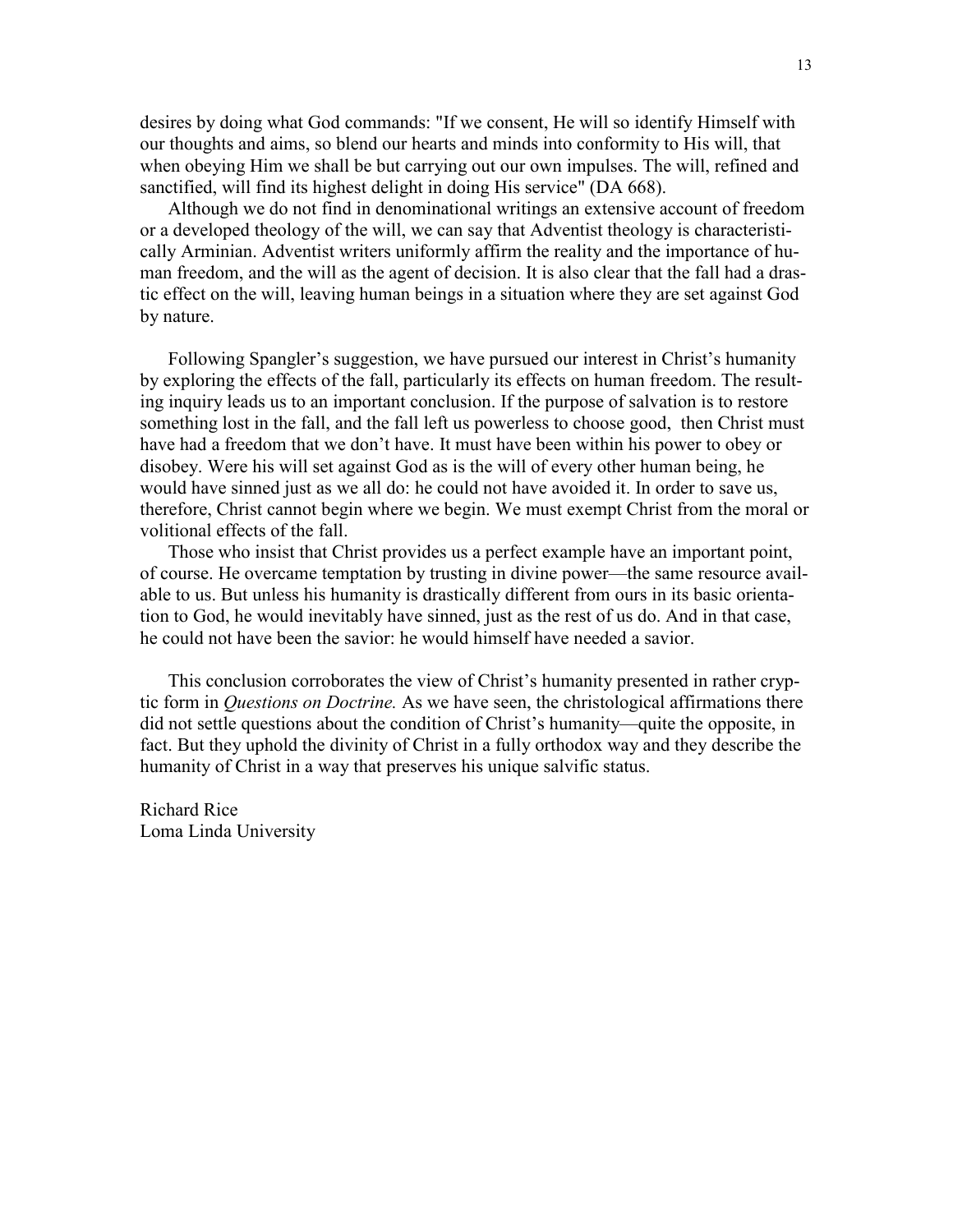desires by doing what God commands: "If we consent, He will so identify Himself with our thoughts and aims, so blend our hearts and minds into conformity to His will, that when obeying Him we shall be but carrying out our own impulses. The will, refined and sanctified, will find its highest delight in doing His service" (DA 668).

Although we do not find in denominational writings an extensive account of freedom or a developed theology of the will, we can say that Adventist theology is characteristically Arminian. Adventist writers uniformly affirm the reality and the importance of human freedom, and the will as the agent of decision. It is also clear that the fall had a drastic effect on the will, leaving human beings in a situation where they are set against God by nature.

Following Spangler's suggestion, we have pursued our interest in Christ's humanity by exploring the effects of the fall, particularly its effects on human freedom. The resulting inquiry leads us to an important conclusion. If the purpose of salvation is to restore something lost in the fall, and the fall left us powerless to choose good, then Christ must have had a freedom that we don't have. It must have been within his power to obey or disobey. Were his will set against God as is the will of every other human being, he would have sinned just as we all do: he could not have avoided it. In order to save us, therefore, Christ cannot begin where we begin. We must exempt Christ from the moral or volitional effects of the fall.

Those who insist that Christ provides us a perfect example have an important point, of course. He overcame temptation by trusting in divine power—the same resource available to us. But unless his humanity is drastically different from ours in its basic orientation to God, he would inevitably have sinned, just as the rest of us do. And in that case, he could not have been the savior: he would himself have needed a savior.

This conclusion corroborates the view of Christ's humanity presented in rather cryptic form in *Questions on Doctrine.* As we have seen, the christological affirmations there did not settle questions about the condition of Christ's humanity—quite the opposite, in fact. But they uphold the divinity of Christ in a fully orthodox way and they describe the humanity of Christ in a way that preserves his unique salvific status.

Richard Rice
Loma Linda University